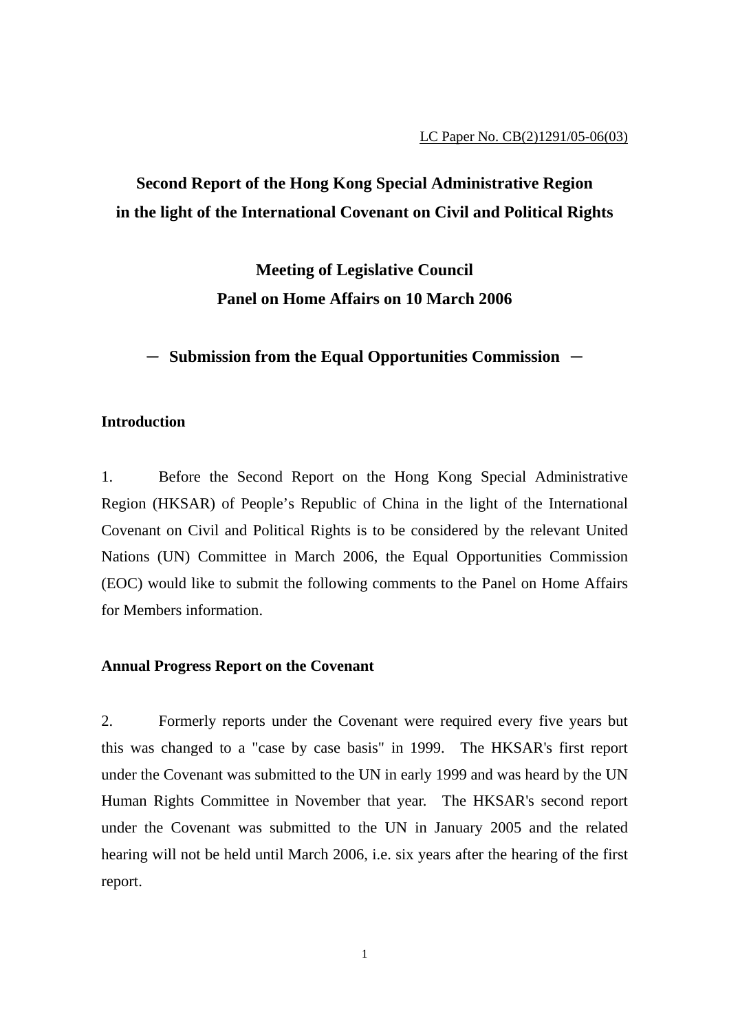LC Paper No. CB(2)1291/05-06(03)

# Second Report of the Hong Kong Special Administrative Region in the light of the International Covenant on Civil and Political Rights

## Meeting of Legislative Council Panel on Home Affairs on 10 March 2006

## － Submission from the Equal Opportunities Commission －

### Introduction

1. Before the Second Report on the Hong Kong Special Administrative Region (HKSAR) of People's Republic of China in the light of the International Covenant on Civil and Political Rights is to be considered by the relevant United Nations (UN) Committee in March 2006, the Equal Opportunities Commission (EOC) would like to submit the following comments to the Panel on Home Affairs for Members information.

### Annual Progress Report on the Covenant

2. Formerly reports under the Covenant were required every five years but this was changed to a "case by case basis" in 1999. The HKSAR's first report under the Covenant was submitted to the UN in early 1999 and was heard by the UN Human Rights Committee in November that year. The HKSAR's second report under the Covenant was submitted to the UN in January 2005 and the related hearing will not be held until March 2006, i.e. six years after the hearing of the first report.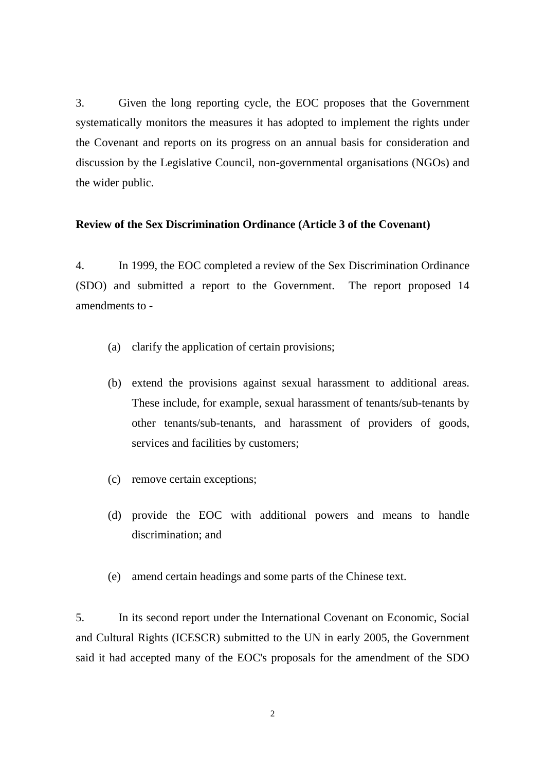3. Given the long reporting cycle, the EOC proposes that the Government systematically monitors the measures it has adopted to implement the rights under the Covenant and reports on its progress on an annual basis for consideration and discussion by the Legislative Council, non-governmental organisations (NGOs) and the wider public.

**Review of the Sex Discrimination Ordinance (Article 3 of the Covenant)**

4. In 1999, the EOC completed a review of the Sex Discrimination Ordinance (SDO) and submitted a report to the Government. The report proposed 14 amendments to -

(a) clarify the application of certain provisions;

(b) extend the provisions against sexual harassment to additional areas. These include, for example, sexual harassment of tenants/sub-tenants by other tenants/sub-tenants, and harassment of providers of goods, services and facilities by customers;

(c) remove certain exceptions;

(d) provide the EOC with additional powers and means to handle discrimination; and

(e) amend certain headings and some parts of the Chinese text.

5. In its second report under the International Covenant on Economic, Social and Cultural Rights (ICESCR) submitted to the UN in early 2005, the Government said it had accepted many of the EOC's proposals for the amendment of the SDO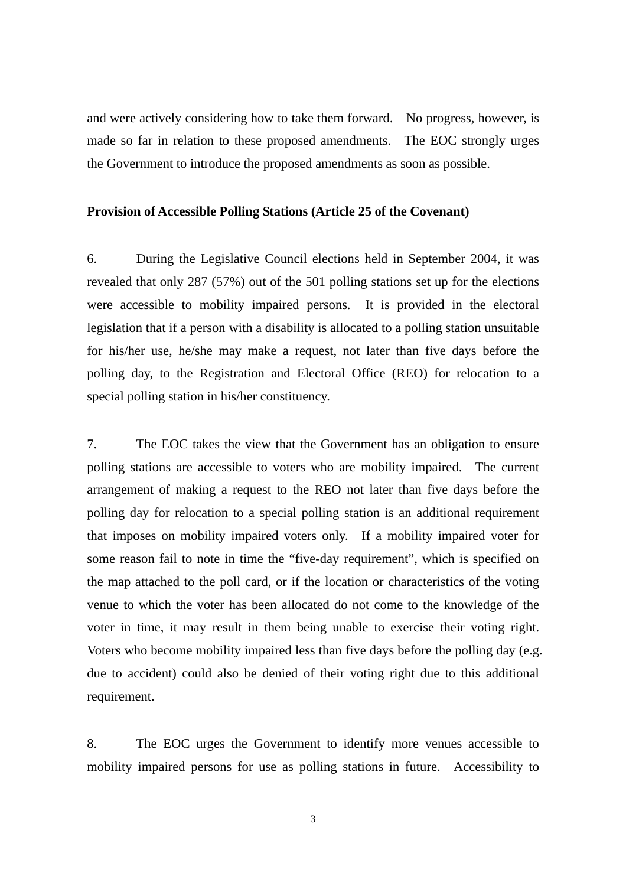and were actively considering how to take them forward. No progress, however, is made so far in relation to these proposed amendments. The EOC strongly urges the Government to introduce the proposed amendments as soon as possible.

**Provision of Accessible Polling Stations (Article 25 of the Covenant)**

6. During the Legislative Council elections held in September 2004, it was revealed that only 287 (57%) out of the 501 polling stations set up for the elections were accessible to mobility impaired persons. It is provided in the electoral legislation that if a person with a disability is allocated to a polling station unsuitable for his/her use, he/she may make a request, not later than five days before the polling day, to the Registration and Electoral Office (REO) for relocation to a special polling station in his/her constituency.

7. The EOC takes the view that the Government has an obligation to ensure polling stations are accessible to voters who are mobility impaired. The current arrangement of making a request to the REO not later than five days before the polling day for relocation to a special polling station is an additional requirement that imposes on mobility impaired voters only. If a mobility impaired voter for some reason fail to note in time the “five-day requirement”, which is specified on the map attached to the poll card, or if the location or characteristics of the voting venue to which the voter has been allocated do not come to the knowledge of the voter in time, it may result in them being unable to exercise their voting right. Voters who become mobility impaired less than five days before the polling day (e.g. due to accident) could also be denied of their voting right due to this additional requirement.

8. The EOC urges the Government to identify more venues accessible to mobility impaired persons for use as polling stations in future. Accessibility to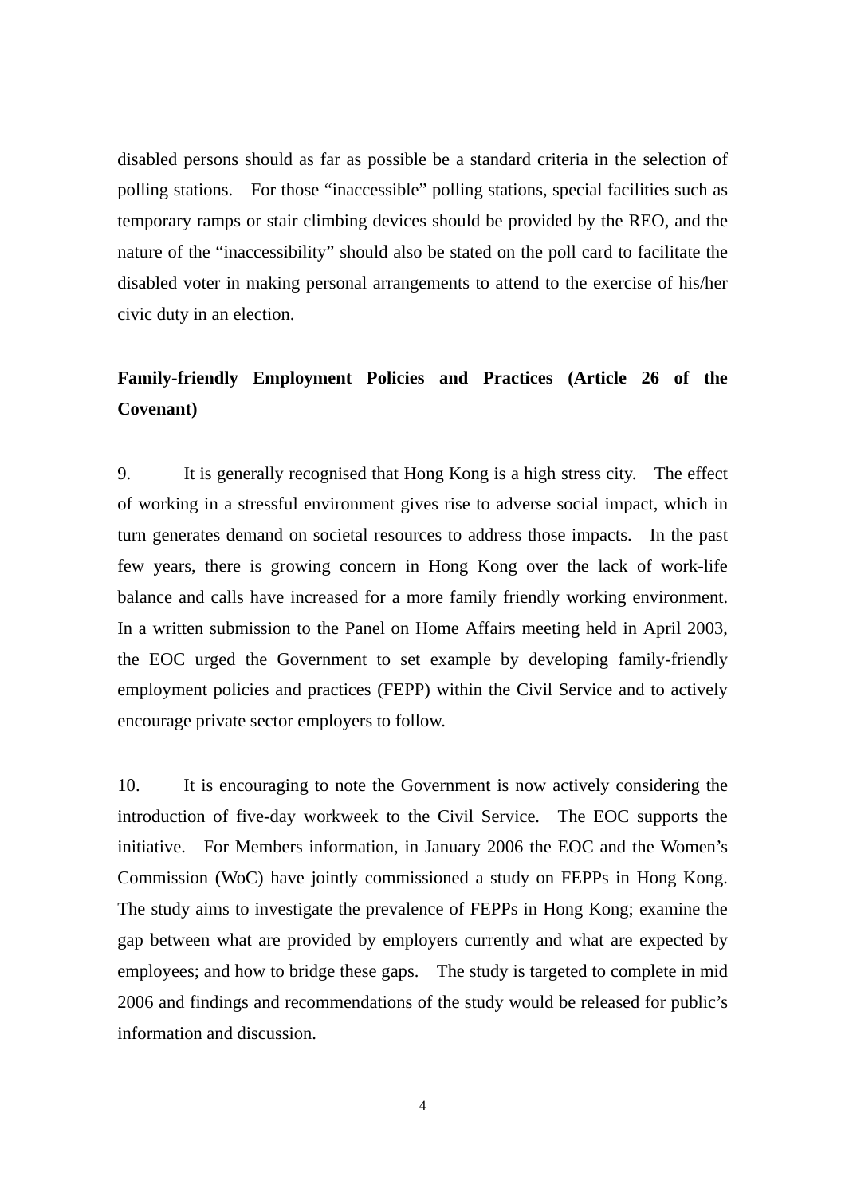disabled persons should as far as possible be a standard criteria in the selection of polling stations. For those "inaccessible" polling stations, special facilities such as temporary ramps or stair climbing devices should be provided by the REO, and the nature of the "inaccessibility" should also be stated on the poll card to facilitate the disabled voter in making personal arrangements to attend to the exercise of his/her civic duty in an election.

## Family-friendly Employment Policies and Practices (Article 26 of the Covenant)

9. It is generally recognised that Hong Kong is a high stress city. The effect of working in a stressful environment gives rise to adverse social impact, which in turn generates demand on societal resources to address those impacts. In the past few years, there is growing concern in Hong Kong over the lack of work-life balance and calls have increased for a more family friendly working environment. In a written submission to the Panel on Home Affairs meeting held in April 2003, the EOC urged the Government to set example by developing family-friendly employment policies and practices (FEPP) within the Civil Service and to actively encourage private sector employers to follow.

10. It is encouraging to note the Government is now actively considering the introduction of five-day workweek to the Civil Service. The EOC supports the initiative. For Members information, in January 2006 the EOC and the Women's Commission (WoC) have jointly commissioned a study on FEPPs in Hong Kong. The study aims to investigate the prevalence of FEPPs in Hong Kong; examine the gap between what are provided by employers currently and what are expected by employees; and how to bridge these gaps. The study is targeted to complete in mid 2006 and findings and recommendations of the study would be released for public's information and discussion.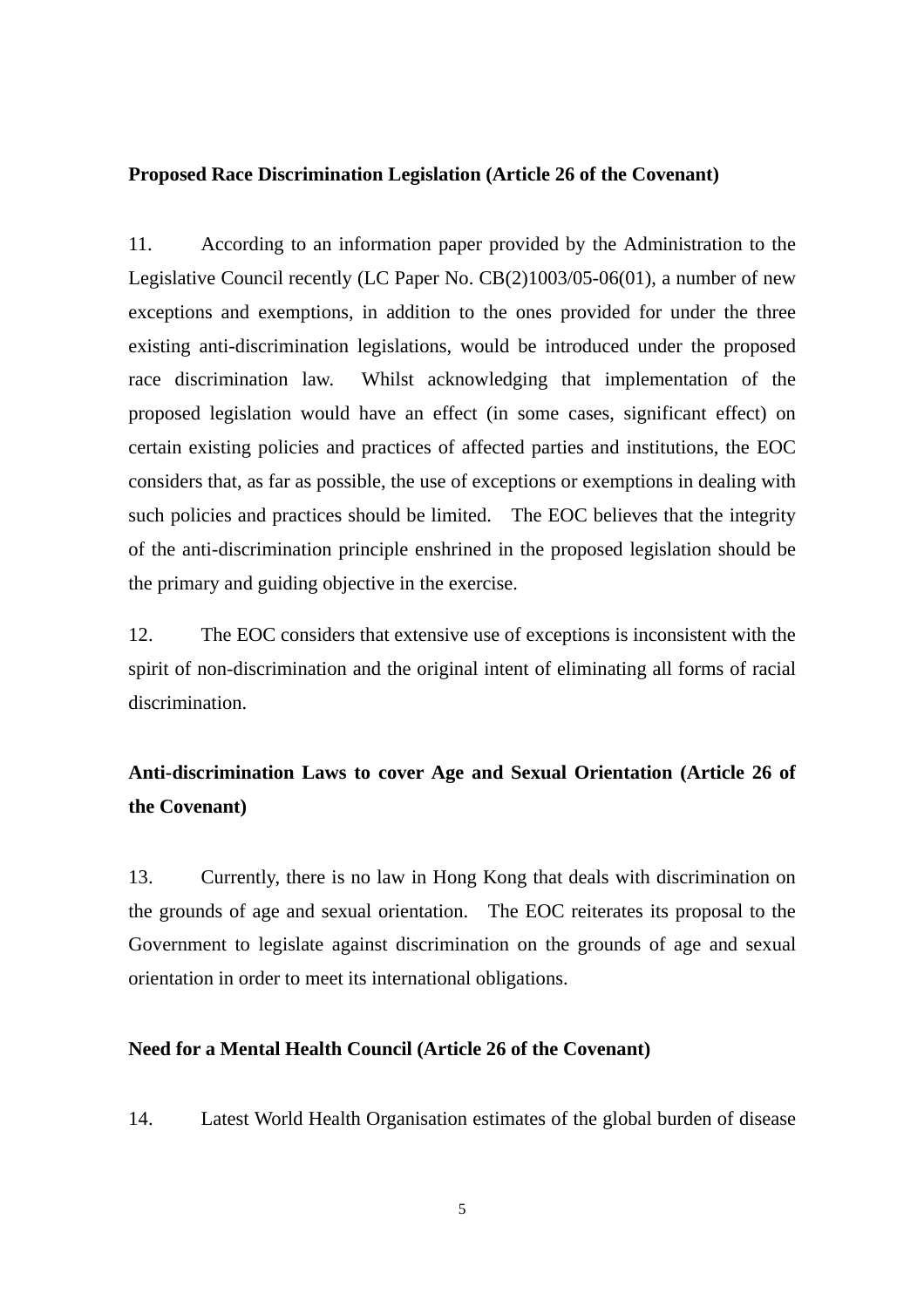**Proposed Race Discrimination Legislation (Article 26 of the Covenant)**

11. According to an information paper provided by the Administration to the Legislative Council recently (LC Paper No. CB(2)1003/05-06(01), a number of new exceptions and exemptions, in addition to the ones provided for under the three existing anti-discrimination legislations, would be introduced under the proposed race discrimination law. Whilst acknowledging that implementation of the proposed legislation would have an effect (in some cases, significant effect) on certain existing policies and practices of affected parties and institutions, the EOC considers that, as far as possible, the use of exceptions or exemptions in dealing with such policies and practices should be limited. The EOC believes that the integrity of the anti-discrimination principle enshrined in the proposed legislation should be the primary and guiding objective in the exercise.

12. The EOC considers that extensive use of exceptions is inconsistent with the spirit of non-discrimination and the original intent of eliminating all forms of racial discrimination.

**Anti-discrimination Laws to cover Age and Sexual Orientation (Article 26 of the Covenant)**

13. Currently, there is no law in Hong Kong that deals with discrimination on the grounds of age and sexual orientation. The EOC reiterates its proposal to the Government to legislate against discrimination on the grounds of age and sexual orientation in order to meet its international obligations.

**Need for a Mental Health Council (Article 26 of the Covenant)**

14. Latest World Health Organisation estimates of the global burden of disease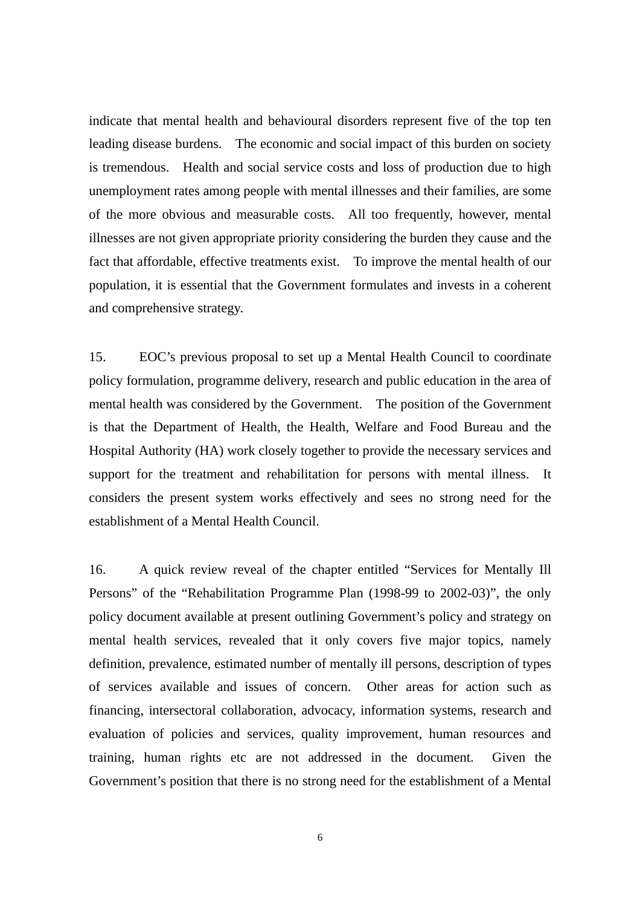indicate that mental health and behavioural disorders represent five of the top ten leading disease burdens. The economic and social impact of this burden on society is tremendous. Health and social service costs and loss of production due to high unemployment rates among people with mental illnesses and their families, are some of the more obvious and measurable costs. All too frequently, however, mental illnesses are not given appropriate priority considering the burden they cause and the fact that affordable, effective treatments exist. To improve the mental health of our population, it is essential that the Government formulates and invests in a coherent and comprehensive strategy.

15. EOC's previous proposal to set up a Mental Health Council to coordinate policy formulation, programme delivery, research and public education in the area of mental health was considered by the Government. The position of the Government is that the Department of Health, the Health, Welfare and Food Bureau and the Hospital Authority (HA) work closely together to provide the necessary services and support for the treatment and rehabilitation for persons with mental illness. It considers the present system works effectively and sees no strong need for the establishment of a Mental Health Council.

16. A quick review reveal of the chapter entitled "Services for Mentally Ill Persons" of the "Rehabilitation Programme Plan (1998-99 to 2002-03)", the only policy document available at present outlining Government's policy and strategy on mental health services, revealed that it only covers five major topics, namely definition, prevalence, estimated number of mentally ill persons, description of types of services available and issues of concern. Other areas for action such as financing, intersectoral collaboration, advocacy, information systems, research and evaluation of policies and services, quality improvement, human resources and training, human rights etc are not addressed in the document. Given the Government's position that there is no strong need for the establishment of a Mental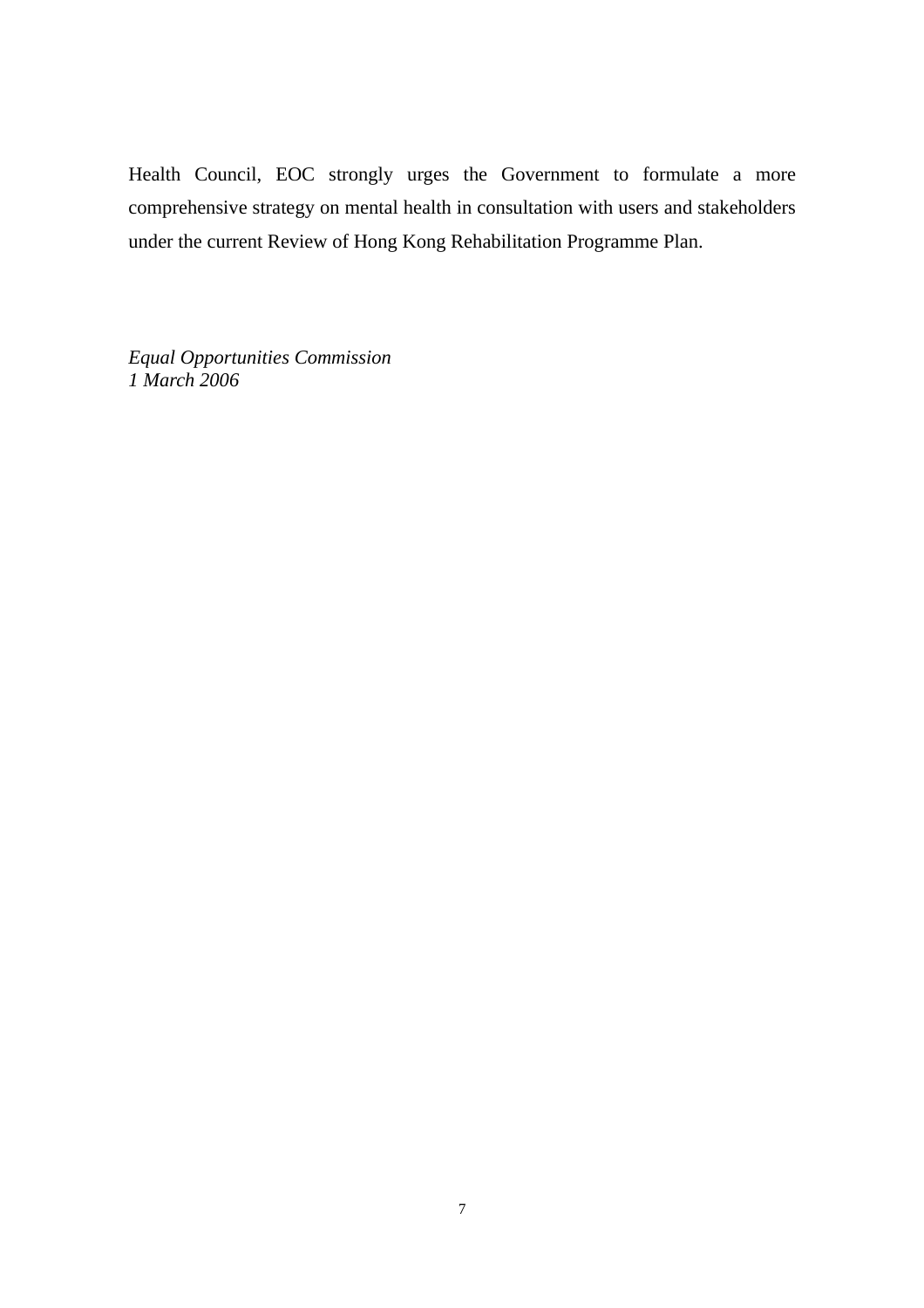Health Council, EOC strongly urges the Government to formulate a more comprehensive strategy on mental health in consultation with users and stakeholders under the current Review of Hong Kong Rehabilitation Programme Plan.

*Equal Opportunities Commission*
*1 March 2006*